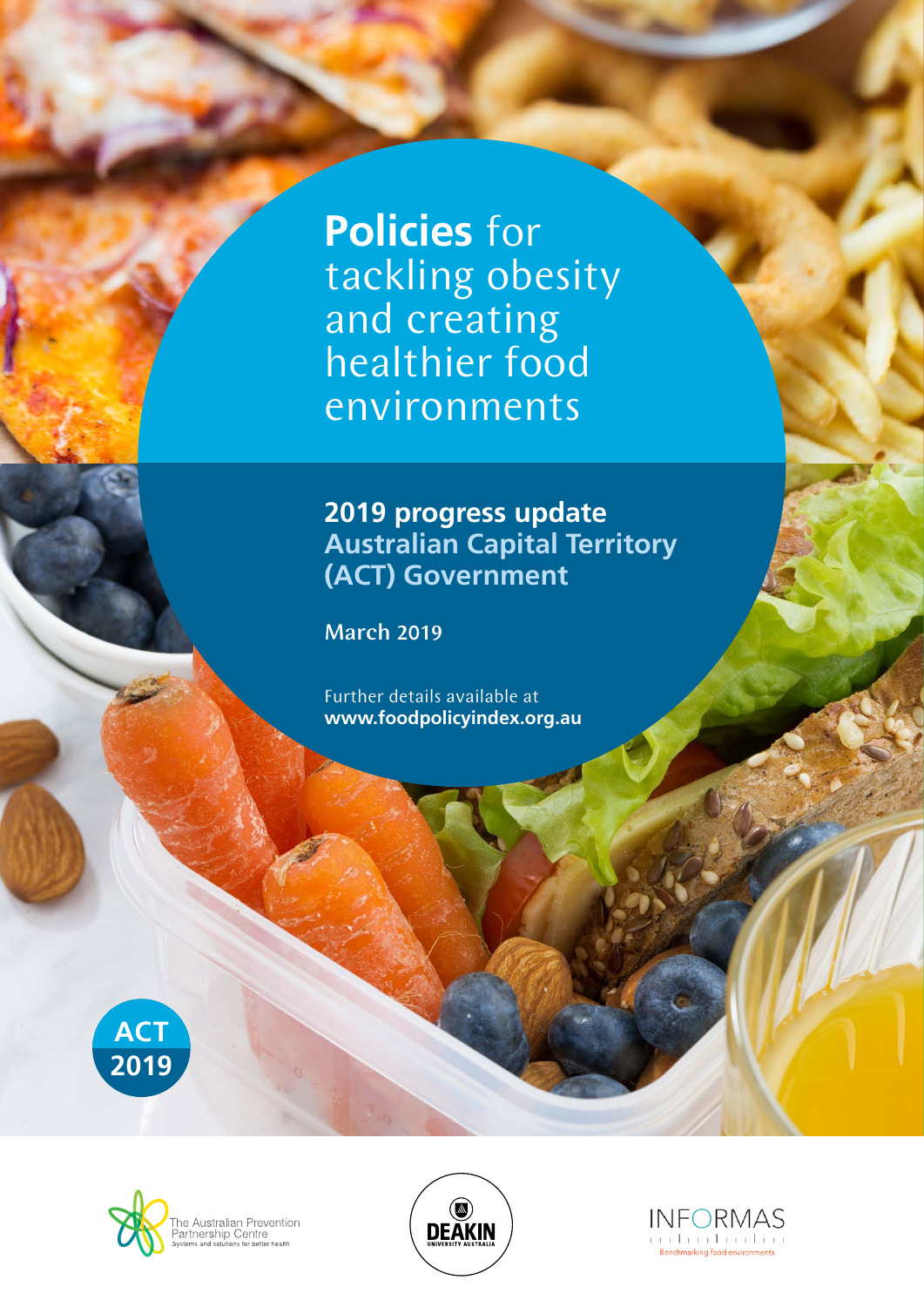# **Policies** for tackling obesity and creating healthier food environments

## 2019 progress update
## Australian Capital Territory (ACT) Government

**March 2019**

Further details available at
**www.foodpolicyindex.org.au**

**ACT 2019**

The Australian Prevention Partnership Centre
Systems and solutions for better health

DEAKIN UNIVERSITY AUSTRALIA

INFORMAS
Benchmarking food environments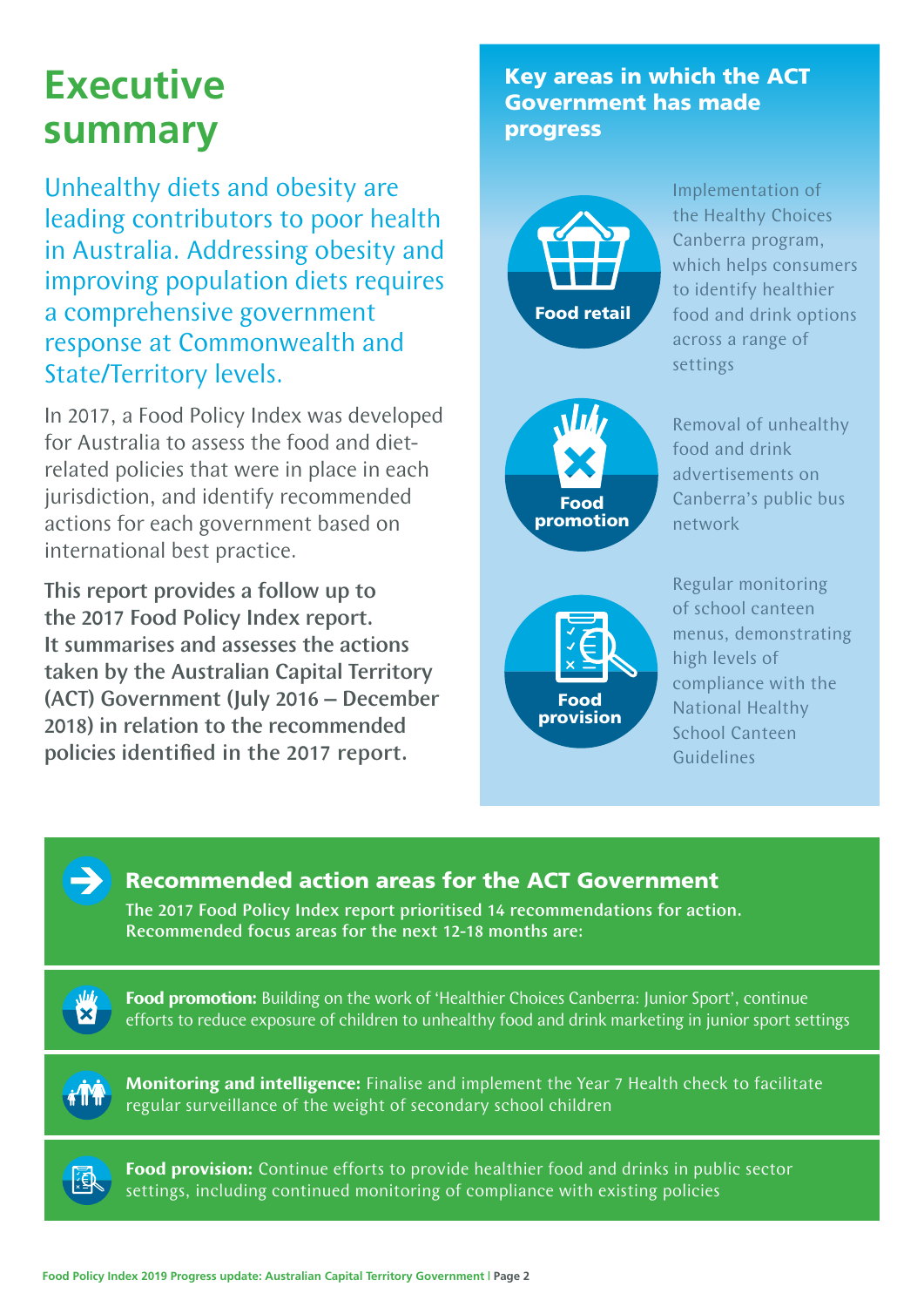# Executive summary

Unhealthy diets and obesity are leading contributors to poor health in Australia. Addressing obesity and improving population diets requires a comprehensive government response at Commonwealth and State/Territory levels.

In 2017, a Food Policy Index was developed for Australia to assess the food and diet-related policies that were in place in each jurisdiction, and identify recommended actions for each government based on international best practice.

**This report provides a follow up to the 2017 Food Policy Index report. It summarises and assesses the actions taken by the Australian Capital Territory (ACT) Government (July 2016 – December 2018) in relation to the recommended policies identified in the 2017 report.**

## Key areas in which the ACT Government has made progress

**Food retail**

Implementation of the Healthy Choices Canberra program, which helps consumers to identify healthier food and drink options across a range of settings

**Food promotion**

Removal of unhealthy food and drink advertisements on Canberra's public bus network

**Food provision**

Regular monitoring of school canteen menus, demonstrating high levels of compliance with the National Healthy School Canteen Guidelines

## Recommended action areas for the ACT Government

**The 2017 Food Policy Index report prioritised 14 recommendations for action. Recommended focus areas for the next 12-18 months are:**

**Food promotion:** Building on the work of 'Healthier Choices Canberra: Junior Sport', continue efforts to reduce exposure of children to unhealthy food and drink marketing in junior sport settings

**Monitoring and intelligence:** Finalise and implement the Year 7 Health check to facilitate regular surveillance of the weight of secondary school children

**Food provision:** Continue efforts to provide healthier food and drinks in public sector settings, including continued monitoring of compliance with existing policies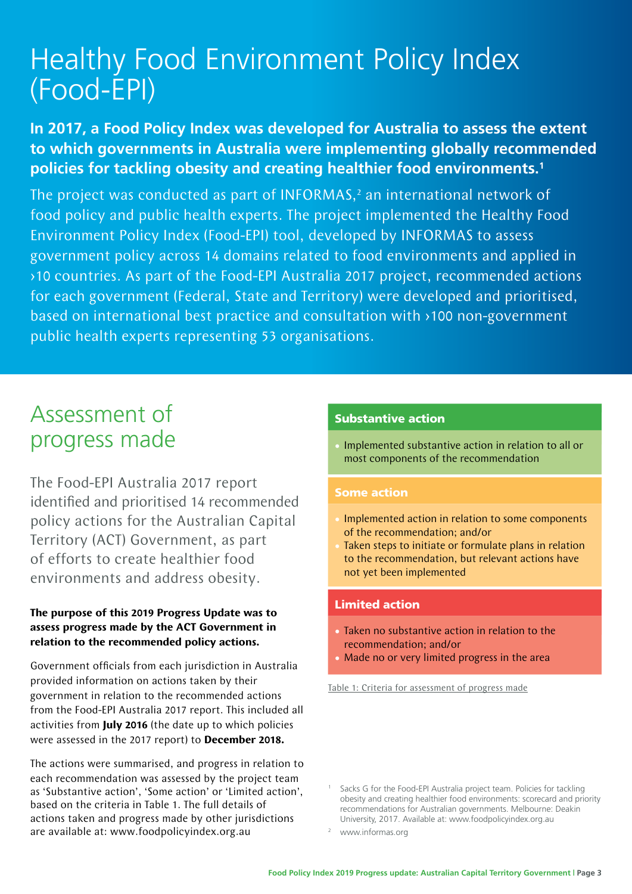# Healthy Food Environment Policy Index (Food-EPI)

**In 2017, a Food Policy Index was developed for Australia to assess the extent to which governments in Australia were implementing globally recommended policies for tackling obesity and creating healthier food environments.[1]**

The project was conducted as part of INFORMAS,[2] an international network of food policy and public health experts. The project implemented the Healthy Food Environment Policy Index (Food-EPI) tool, developed by INFORMAS to assess government policy across 14 domains related to food environments and applied in ›10 countries. As part of the Food-EPI Australia 2017 project, recommended actions for each government (Federal, State and Territory) were developed and prioritised, based on international best practice and consultation with ›100 non-government public health experts representing 53 organisations.

## Assessment of progress made

The Food-EPI Australia 2017 report identified and prioritised 14 recommended policy actions for the Australian Capital Territory (ACT) Government, as part of efforts to create healthier food environments and address obesity.

**The purpose of this 2019 Progress Update was to assess progress made by the ACT Government in relation to the recommended policy actions.**

Government officials from each jurisdiction in Australia provided information on actions taken by their government in relation to the recommended actions from the Food-EPI Australia 2017 report. This included all activities from **July 2016** (the date up to which policies were assessed in the 2017 report) to **December 2018.**

The actions were summarised, and progress in relation to each recommendation was assessed by the project team as 'Substantive action', 'Some action' or 'Limited action', based on the criteria in Table 1. The full details of actions taken and progress made by other jurisdictions are available at: www.foodpolicyindex.org.au

| Rating | Criteria |
|---|---|
| **Substantive action** | • Implemented substantive action in relation to all or most components of the recommendation |
| **Some action** | • Implemented action in relation to some components of the recommendation; and/or<br>• Taken steps to initiate or formulate plans in relation to the recommendation, but relevant actions have not yet been implemented |
| **Limited action** | • Taken no substantive action in relation to the recommendation; and/or<br>• Made no or very limited progress in the area |

Table 1: Criteria for assessment of progress made

[1] Sacks G for the Food-EPI Australia project team. Policies for tackling obesity and creating healthier food environments: scorecard and priority recommendations for Australian governments. Melbourne: Deakin University, 2017. Available at: www.foodpolicyindex.org.au

[2] www.informas.org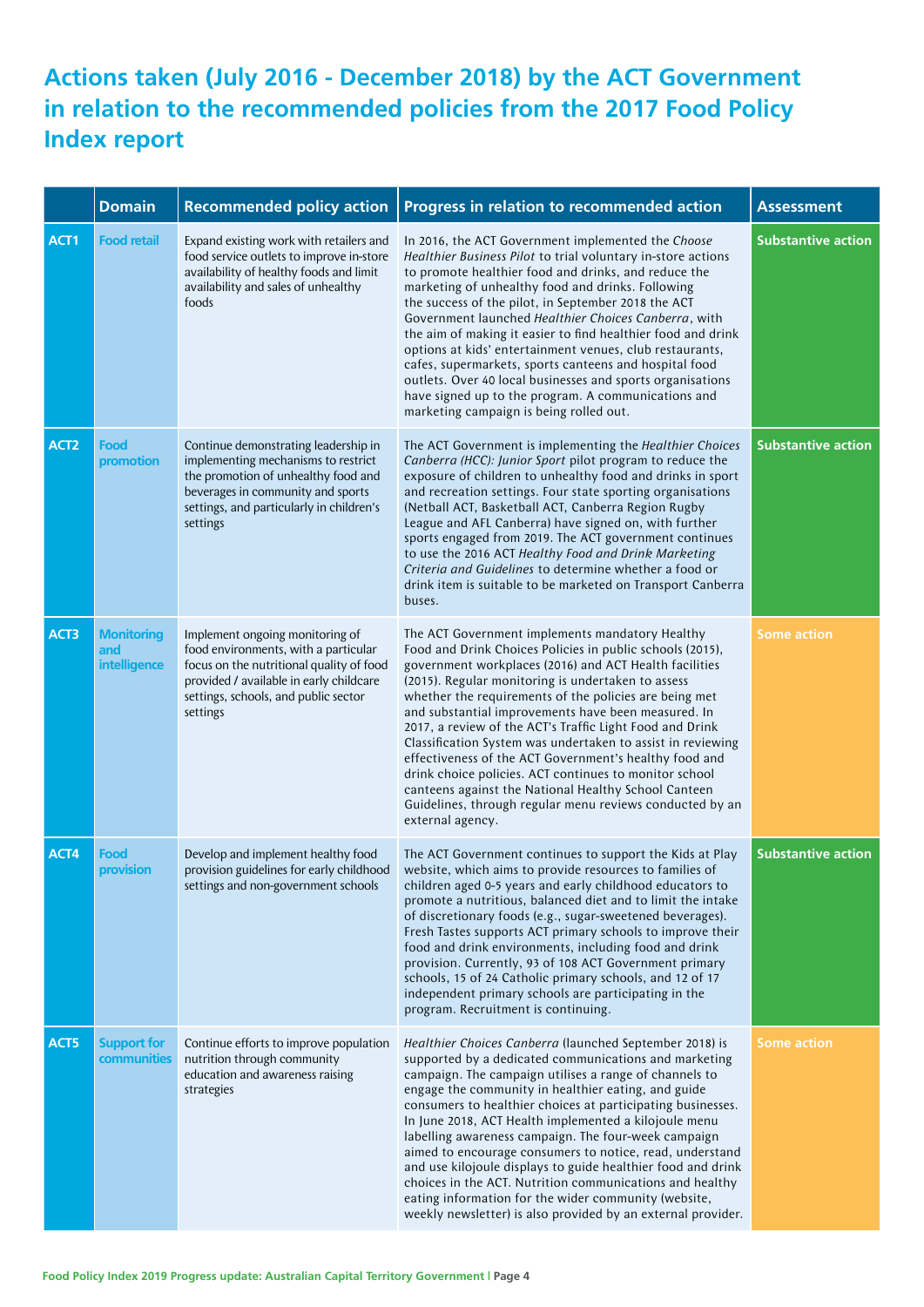# Actions taken (July 2016 - December 2018) by the ACT Government in relation to the recommended policies from the 2017 Food Policy Index report

| | Domain | Recommended policy action | Progress in relation to recommended action | Assessment |
|---|---|---|---|---|
| ACT1 | Food retail | Expand existing work with retailers and food service outlets to improve in-store availability of healthy foods and limit availability and sales of unhealthy foods | In 2016, the ACT Government implemented the *Choose Healthier Business Pilot* to trial voluntary in-store actions to promote healthier food and drinks, and reduce the marketing of unhealthy food and drinks. Following the success of the pilot, in September 2018 the ACT Government launched *Healthier Choices Canberra*, with the aim of making it easier to find healthier food and drink options at kids' entertainment venues, club restaurants, cafes, supermarkets, sports canteens and hospital food outlets. Over 40 local businesses and sports organisations have signed up to the program. A communications and marketing campaign is being rolled out. | Substantive action |
| ACT2 | Food promotion | Continue demonstrating leadership in implementing mechanisms to restrict the promotion of unhealthy food and beverages in community and sports settings, and particularly in children's settings | The ACT Government is implementing the *Healthier Choices Canberra (HCC): Junior Sport* pilot program to reduce the exposure of children to unhealthy food and drinks in sport and recreation settings. Four state sporting organisations (Netball ACT, Basketball ACT, Canberra Region Rugby League and AFL Canberra) have signed on, with further sports engaged from 2019. The ACT government continues to use the 2016 ACT *Healthy Food and Drink Marketing Criteria and Guidelines* to determine whether a food or drink item is suitable to be marketed on Transport Canberra buses. | Substantive action |
| ACT3 | Monitoring and intelligence | Implement ongoing monitoring of food environments, with a particular focus on the nutritional quality of food provided / available in early childcare settings, schools, and public sector settings | The ACT Government implements mandatory Healthy Food and Drink Choices Policies in public schools (2015), government workplaces (2016) and ACT Health facilities (2015). Regular monitoring is undertaken to assess whether the requirements of the policies are being met and substantial improvements have been measured. In 2017, a review of the ACT's Traffic Light Food and Drink Classification System was undertaken to assist in reviewing effectiveness of the ACT Government's healthy food and drink choice policies. ACT continues to monitor school canteens against the National Healthy School Canteen Guidelines, through regular menu reviews conducted by an external agency. | Some action |
| ACT4 | Food provision | Develop and implement healthy food provision guidelines for early childhood settings and non-government schools | The ACT Government continues to support the Kids at Play website, which aims to provide resources to families of children aged 0-5 years and early childhood educators to promote a nutritious, balanced diet and to limit the intake of discretionary foods (e.g., sugar-sweetened beverages). Fresh Tastes supports ACT primary schools to improve their food and drink environments, including food and drink provision. Currently, 93 of 108 ACT Government primary schools, 15 of 24 Catholic primary schools, and 12 of 17 independent primary schools are participating in the program. Recruitment is continuing. | Substantive action |
| ACT5 | Support for communities | Continue efforts to improve population nutrition through community education and awareness raising strategies | *Healthier Choices Canberra* (launched September 2018) is supported by a dedicated communications and marketing campaign. The campaign utilises a range of channels to engage the community in healthier eating, and guide consumers to healthier choices at participating businesses. In June 2018, ACT Health implemented a kilojoule menu labelling awareness campaign. The four-week campaign aimed to encourage consumers to notice, read, understand and use kilojoule displays to guide healthier food and drink choices in the ACT. Nutrition communications and healthy eating information for the wider community (website, weekly newsletter) is also provided by an external provider. | Some action |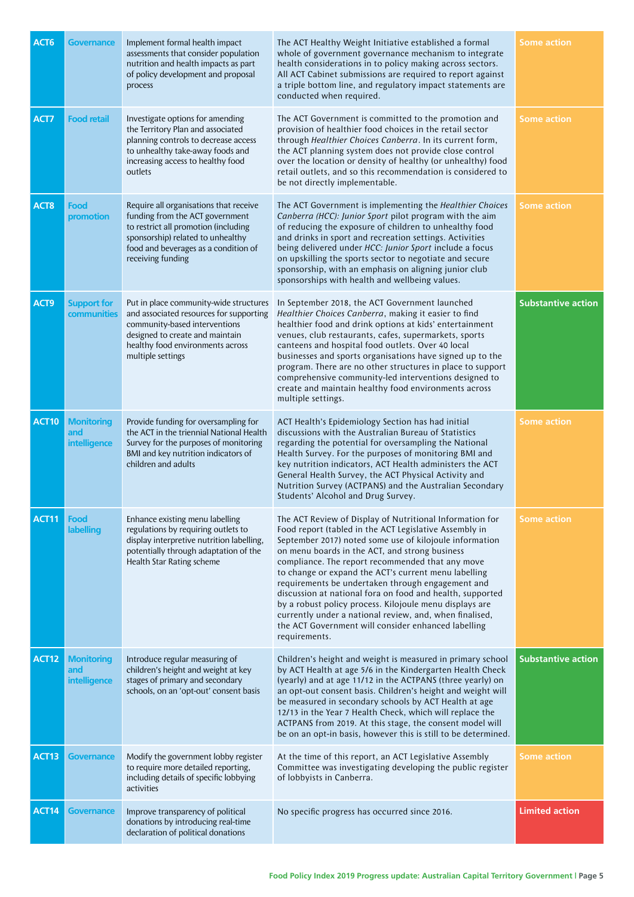| ACT6 | Governance | Implement formal health impact assessments that consider population nutrition and health impacts as part of policy development and proposal process | The ACT Healthy Weight Initiative established a formal whole of government governance mechanism to integrate health considerations in to policy making across sectors. All ACT Cabinet submissions are required to report against a triple bottom line, and regulatory impact statements are conducted when required. | Some action |
|---|---|---|---|---|
| ACT7 | Food retail | Investigate options for amending the Territory Plan and associated planning controls to decrease access to unhealthy take-away foods and increasing access to healthy food outlets | The ACT Government is committed to the promotion and provision of healthier food choices in the retail sector through *Healthier Choices Canberra*. In its current form, the ACT planning system does not provide close control over the location or density of healthy (or unhealthy) food retail outlets, and so this recommendation is considered to be not directly implementable. | Some action |
| ACT8 | Food promotion | Require all organisations that receive funding from the ACT government to restrict all promotion (including sponsorship) related to unhealthy food and beverages as a condition of receiving funding | The ACT Government is implementing the *Healthier Choices Canberra (HCC): Junior Sport* pilot program with the aim of reducing the exposure of children to unhealthy food and drinks in sport and recreation settings. Activities being delivered under *HCC: Junior Sport* include a focus on upskilling the sports sector to negotiate and secure sponsorship, with an emphasis on aligning junior club sponsorships with health and wellbeing values. | Some action |
| ACT9 | Support for communities | Put in place community-wide structures and associated resources for supporting community-based interventions designed to create and maintain healthy food environments across multiple settings | In September 2018, the ACT Government launched *Healthier Choices Canberra*, making it easier to find healthier food and drink options at kids' entertainment venues, club restaurants, cafes, supermarkets, sports canteens and hospital food outlets. Over 40 local businesses and sports organisations have signed up to the program. There are no other structures in place to support comprehensive community-led interventions designed to create and maintain healthy food environments across multiple settings. | Substantive action |
| ACT10 | Monitoring and intelligence | Provide funding for oversampling for the ACT in the triennial National Health Survey for the purposes of monitoring BMI and key nutrition indicators of children and adults | ACT Health's Epidemiology Section has had initial discussions with the Australian Bureau of Statistics regarding the potential for oversampling the National Health Survey. For the purposes of monitoring BMI and key nutrition indicators, ACT Health administers the ACT General Health Survey, the ACT Physical Activity and Nutrition Survey (ACTPANS) and the Australian Secondary Students' Alcohol and Drug Survey. | Some action |
| ACT11 | Food labelling | Enhance existing menu labelling regulations by requiring outlets to display interpretive nutrition labelling, potentially through adaptation of the Health Star Rating scheme | The ACT Review of Display of Nutritional Information for Food report (tabled in the ACT Legislative Assembly in September 2017) noted some use of kilojoule information on menu boards in the ACT, and strong business compliance. The report recommended that any move to change or expand the ACT's current menu labelling requirements be undertaken through engagement and discussion at national fora on food and health, supported by a robust policy process. Kilojoule menu displays are currently under a national review, and, when finalised, the ACT Government will consider enhanced labelling requirements. | Some action |
| ACT12 | Monitoring and intelligence | Introduce regular measuring of children's height and weight at key stages of primary and secondary schools, on an 'opt-out' consent basis | Children's height and weight is measured in primary school by ACT Health at age 5/6 in the Kindergarten Health Check (yearly) and at age 11/12 in the ACTPANS (three yearly) on an opt-out consent basis. Children's height and weight will be measured in secondary schools by ACT Health at age 12/13 in the Year 7 Health Check, which will replace the ACTPANS from 2019. At this stage, the consent model will be on an opt-in basis, however this is still to be determined. | Substantive action |
| ACT13 | Governance | Modify the government lobby register to require more detailed reporting, including details of specific lobbying activities | At the time of this report, an ACT Legislative Assembly Committee was investigating developing the public register of lobbyists in Canberra. | Some action |
| ACT14 | Governance | Improve transparency of political donations by introducing real-time declaration of political donations | No specific progress has occurred since 2016. | Limited action |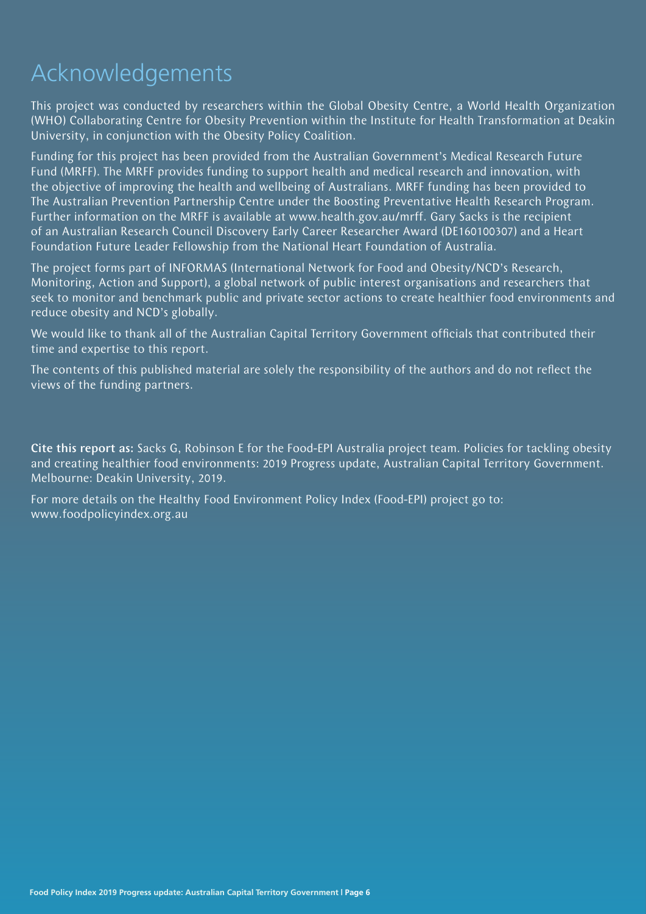# Acknowledgements

This project was conducted by researchers within the Global Obesity Centre, a World Health Organization (WHO) Collaborating Centre for Obesity Prevention within the Institute for Health Transformation at Deakin University, in conjunction with the Obesity Policy Coalition.

Funding for this project has been provided from the Australian Government's Medical Research Future Fund (MRFF). The MRFF provides funding to support health and medical research and innovation, with the objective of improving the health and wellbeing of Australians. MRFF funding has been provided to The Australian Prevention Partnership Centre under the Boosting Preventative Health Research Program. Further information on the MRFF is available at www.health.gov.au/mrff. Gary Sacks is the recipient of an Australian Research Council Discovery Early Career Researcher Award (DE160100307) and a Heart Foundation Future Leader Fellowship from the National Heart Foundation of Australia.

The project forms part of INFORMAS (International Network for Food and Obesity/NCD's Research, Monitoring, Action and Support), a global network of public interest organisations and researchers that seek to monitor and benchmark public and private sector actions to create healthier food environments and reduce obesity and NCD's globally.

We would like to thank all of the Australian Capital Territory Government officials that contributed their time and expertise to this report.

The contents of this published material are solely the responsibility of the authors and do not reflect the views of the funding partners.

**Cite this report as:** Sacks G, Robinson E for the Food-EPI Australia project team. Policies for tackling obesity and creating healthier food environments: 2019 Progress update, Australian Capital Territory Government. Melbourne: Deakin University, 2019.

For more details on the Healthy Food Environment Policy Index (Food-EPI) project go to: www.foodpolicyindex.org.au